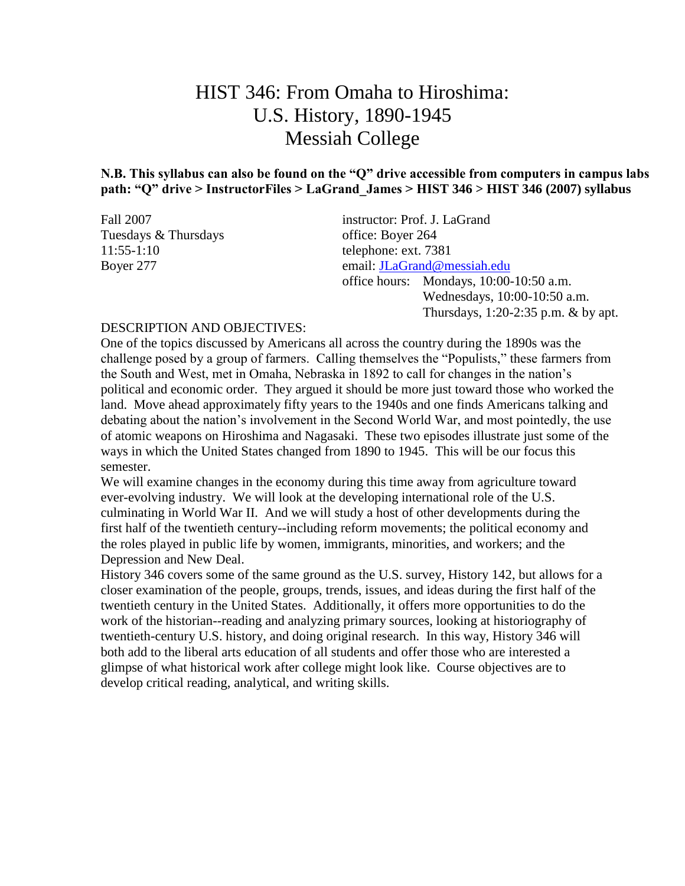# HIST 346: From Omaha to Hiroshima: U.S. History, 1890-1945 Messiah College

**N.B. This syllabus can also be found on the "Q" drive accessible from computers in campus labs path: "Q" drive > InstructorFiles > LaGrand_James > HIST 346 > HIST 346 (2007) syllabus**

Fall 2007
Tuesdays & Thursdays
11:55-1:10
Boyer 277

instructor: Prof. J. LaGrand
office: Boyer 264
telephone: ext. 7381
email: JLaGrand@messiah.edu
office hours: Mondays, 10:00-10:50 a.m.
Wednesdays, 10:00-10:50 a.m.
Thursdays, 1:20-2:35 p.m. & by apt.

DESCRIPTION AND OBJECTIVES:

One of the topics discussed by Americans all across the country during the 1890s was the challenge posed by a group of farmers. Calling themselves the "Populists," these farmers from the South and West, met in Omaha, Nebraska in 1892 to call for changes in the nation's political and economic order. They argued it should be more just toward those who worked the land. Move ahead approximately fifty years to the 1940s and one finds Americans talking and debating about the nation's involvement in the Second World War, and most pointedly, the use of atomic weapons on Hiroshima and Nagasaki. These two episodes illustrate just some of the ways in which the United States changed from 1890 to 1945. This will be our focus this semester.

We will examine changes in the economy during this time away from agriculture toward ever-evolving industry. We will look at the developing international role of the U.S. culminating in World War II. And we will study a host of other developments during the first half of the twentieth century--including reform movements; the political economy and the roles played in public life by women, immigrants, minorities, and workers; and the Depression and New Deal.

History 346 covers some of the same ground as the U.S. survey, History 142, but allows for a closer examination of the people, groups, trends, issues, and ideas during the first half of the twentieth century in the United States. Additionally, it offers more opportunities to do the work of the historian--reading and analyzing primary sources, looking at historiography of twentieth-century U.S. history, and doing original research. In this way, History 346 will both add to the liberal arts education of all students and offer those who are interested a glimpse of what historical work after college might look like. Course objectives are to develop critical reading, analytical, and writing skills.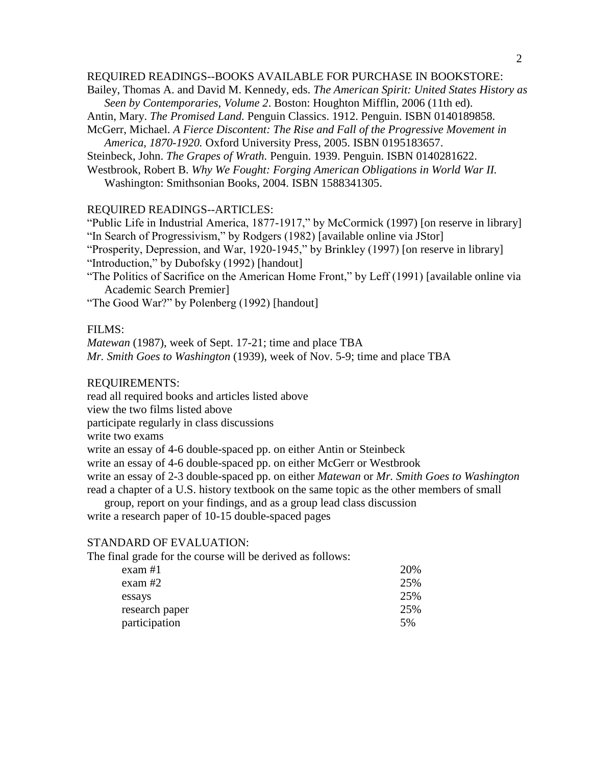REQUIRED READINGS--BOOKS AVAILABLE FOR PURCHASE IN BOOKSTORE:

Bailey, Thomas A. and David M. Kennedy, eds. *The American Spirit: United States History as Seen by Contemporaries, Volume 2*. Boston: Houghton Mifflin, 2006 (11th ed).

Antin, Mary. *The Promised Land.* Penguin Classics. 1912. Penguin. ISBN 0140189858.

McGerr, Michael. *A Fierce Discontent: The Rise and Fall of the Progressive Movement in America, 1870-1920.* Oxford University Press, 2005. ISBN 0195183657.

Steinbeck, John. *The Grapes of Wrath.* Penguin. 1939. Penguin. ISBN 0140281622.

Westbrook, Robert B. *Why We Fought: Forging American Obligations in World War II.* Washington: Smithsonian Books, 2004. ISBN 1588341305.

REQUIRED READINGS--ARTICLES:

"Public Life in Industrial America, 1877-1917," by McCormick (1997) [on reserve in library]

"In Search of Progressivism," by Rodgers (1982) [available online via JStor]

"Prosperity, Depression, and War, 1920-1945," by Brinkley (1997) [on reserve in library]

"Introduction," by Dubofsky (1992) [handout]

"The Politics of Sacrifice on the American Home Front," by Leff (1991) [available online via Academic Search Premier]

"The Good War?" by Polenberg (1992) [handout]

FILMS:

*Matewan* (1987), week of Sept. 17-21; time and place TBA

*Mr. Smith Goes to Washington* (1939), week of Nov. 5-9; time and place TBA

REQUIREMENTS:

read all required books and articles listed above

view the two films listed above

participate regularly in class discussions

write two exams

write an essay of 4-6 double-spaced pp. on either Antin or Steinbeck

write an essay of 4-6 double-spaced pp. on either McGerr or Westbrook

write an essay of 2-3 double-spaced pp. on either *Matewan* or *Mr. Smith Goes to Washington*

read a chapter of a U.S. history textbook on the same topic as the other members of small group, report on your findings, and as a group lead class discussion

write a research paper of 10-15 double-spaced pages

STANDARD OF EVALUATION:

The final grade for the course will be derived as follows:

| | |
|---|---|
| exam #1 | 20% |
| exam #2 | 25% |
| essays | 25% |
| research paper | 25% |
| participation | 5% |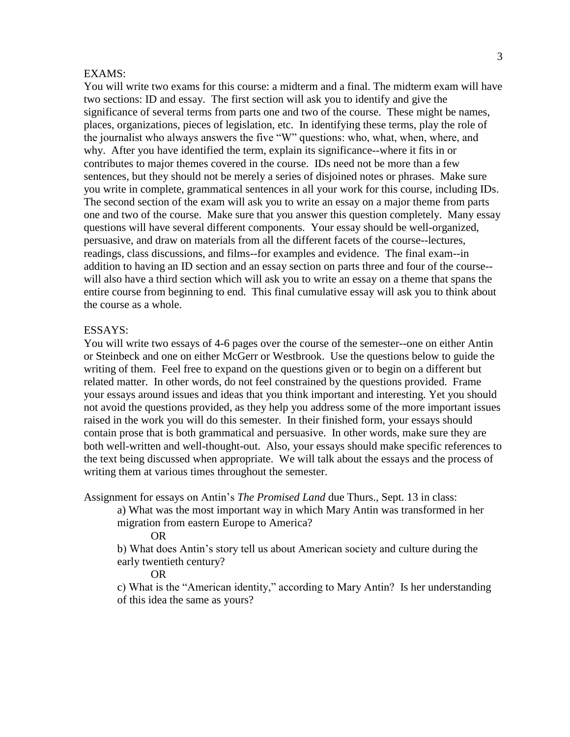EXAMS:

You will write two exams for this course: a midterm and a final. The midterm exam will have two sections: ID and essay. The first section will ask you to identify and give the significance of several terms from parts one and two of the course. These might be names, places, organizations, pieces of legislation, etc. In identifying these terms, play the role of the journalist who always answers the five "W" questions: who, what, when, where, and why. After you have identified the term, explain its significance--where it fits in or contributes to major themes covered in the course. IDs need not be more than a few sentences, but they should not be merely a series of disjoined notes or phrases. Make sure you write in complete, grammatical sentences in all your work for this course, including IDs. The second section of the exam will ask you to write an essay on a major theme from parts one and two of the course. Make sure that you answer this question completely. Many essay questions will have several different components. Your essay should be well-organized, persuasive, and draw on materials from all the different facets of the course--lectures, readings, class discussions, and films--for examples and evidence. The final exam--in addition to having an ID section and an essay section on parts three and four of the course--will also have a third section which will ask you to write an essay on a theme that spans the entire course from beginning to end. This final cumulative essay will ask you to think about the course as a whole.

ESSAYS:

You will write two essays of 4-6 pages over the course of the semester--one on either Antin or Steinbeck and one on either McGerr or Westbrook. Use the questions below to guide the writing of them. Feel free to expand on the questions given or to begin on a different but related matter. In other words, do not feel constrained by the questions provided. Frame your essays around issues and ideas that you think important and interesting. Yet you should not avoid the questions provided, as they help you address some of the more important issues raised in the work you will do this semester. In their finished form, your essays should contain prose that is both grammatical and persuasive. In other words, make sure they are both well-written and well-thought-out. Also, your essays should make specific references to the text being discussed when appropriate. We will talk about the essays and the process of writing them at various times throughout the semester.

Assignment for essays on Antin's *The Promised Land* due Thurs., Sept. 13 in class:

a) What was the most important way in which Mary Antin was transformed in her migration from eastern Europe to America?

OR

b) What does Antin's story tell us about American society and culture during the early twentieth century?

OR

c) What is the "American identity," according to Mary Antin? Is her understanding of this idea the same as yours?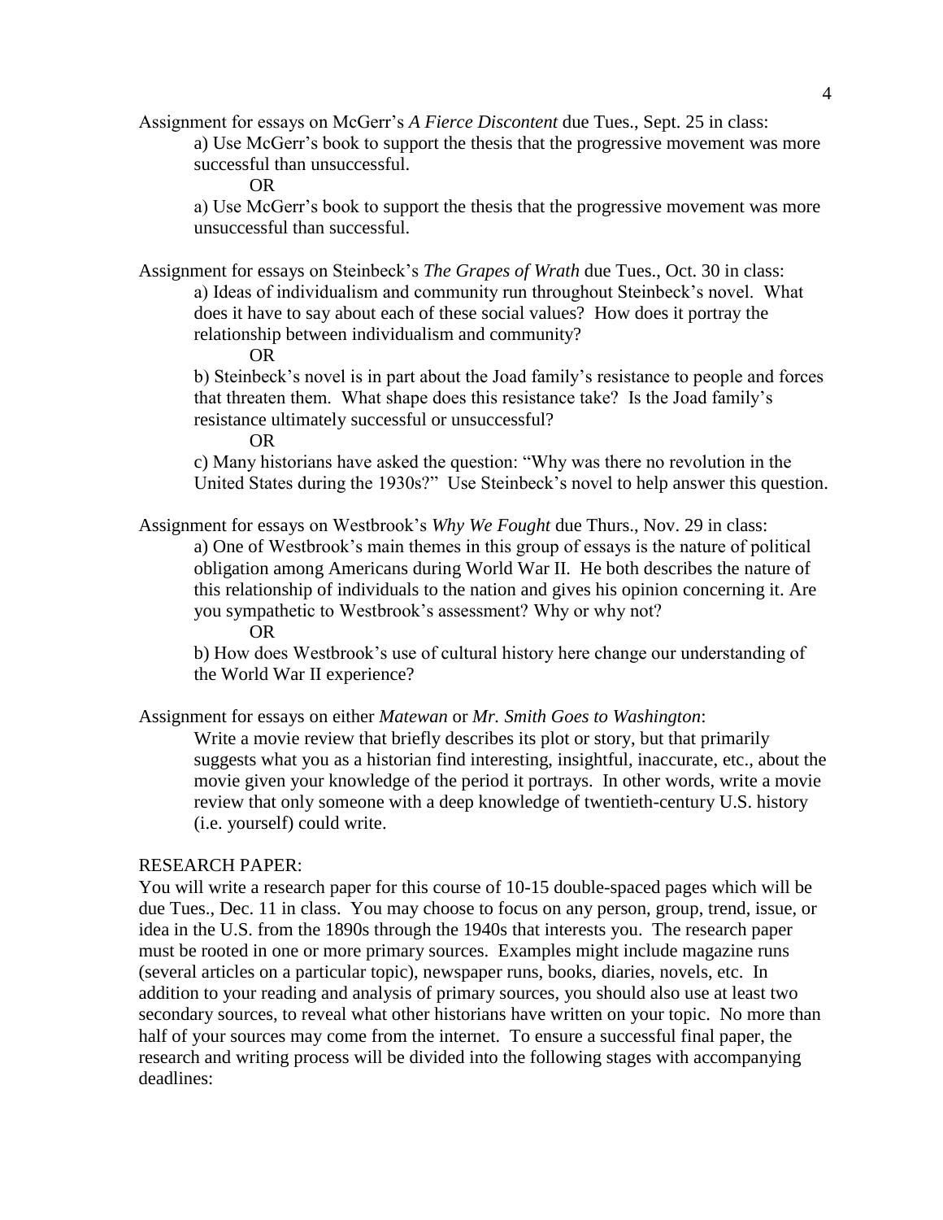Assignment for essays on McGerr's *A Fierce Discontent* due Tues., Sept. 25 in class:

a) Use McGerr's book to support the thesis that the progressive movement was more successful than unsuccessful.

OR

a) Use McGerr's book to support the thesis that the progressive movement was more unsuccessful than successful.

Assignment for essays on Steinbeck's *The Grapes of Wrath* due Tues., Oct. 30 in class:

a) Ideas of individualism and community run throughout Steinbeck's novel. What does it have to say about each of these social values? How does it portray the relationship between individualism and community?

OR

b) Steinbeck's novel is in part about the Joad family's resistance to people and forces that threaten them. What shape does this resistance take? Is the Joad family's resistance ultimately successful or unsuccessful?

OR

c) Many historians have asked the question: "Why was there no revolution in the United States during the 1930s?" Use Steinbeck's novel to help answer this question.

Assignment for essays on Westbrook's *Why We Fought* due Thurs., Nov. 29 in class:

a) One of Westbrook's main themes in this group of essays is the nature of political obligation among Americans during World War II. He both describes the nature of this relationship of individuals to the nation and gives his opinion concerning it. Are you sympathetic to Westbrook's assessment? Why or why not?

OR

b) How does Westbrook's use of cultural history here change our understanding of the World War II experience?

Assignment for essays on either *Matewan* or *Mr. Smith Goes to Washington*:

Write a movie review that briefly describes its plot or story, but that primarily suggests what you as a historian find interesting, insightful, inaccurate, etc., about the movie given your knowledge of the period it portrays. In other words, write a movie review that only someone with a deep knowledge of twentieth-century U.S. history (i.e. yourself) could write.

RESEARCH PAPER:

You will write a research paper for this course of 10-15 double-spaced pages which will be due Tues., Dec. 11 in class. You may choose to focus on any person, group, trend, issue, or idea in the U.S. from the 1890s through the 1940s that interests you. The research paper must be rooted in one or more primary sources. Examples might include magazine runs (several articles on a particular topic), newspaper runs, books, diaries, novels, etc. In addition to your reading and analysis of primary sources, you should also use at least two secondary sources, to reveal what other historians have written on your topic. No more than half of your sources may come from the internet. To ensure a successful final paper, the research and writing process will be divided into the following stages with accompanying deadlines: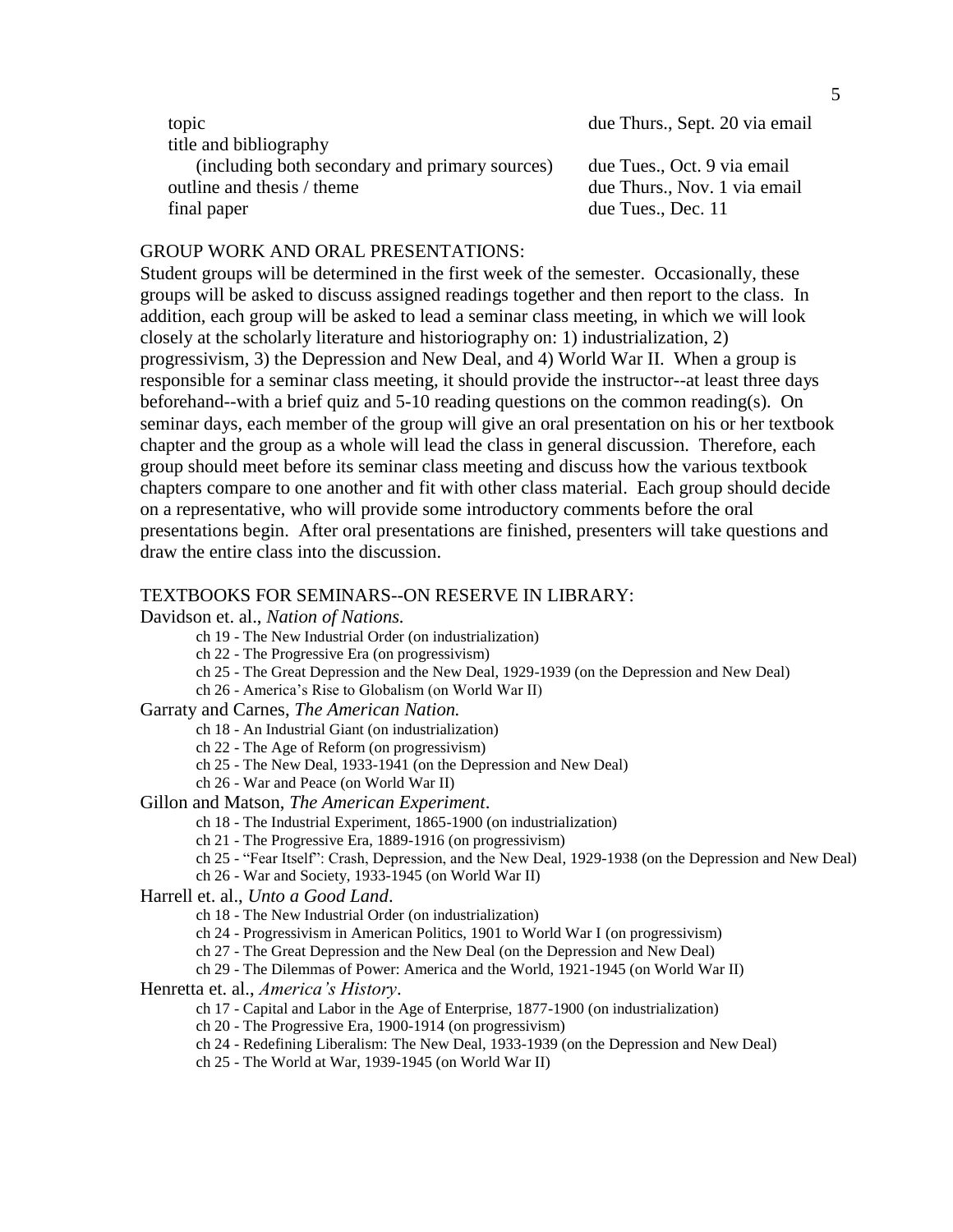| | |
|---|---|
| topic | due Thurs., Sept. 20 via email |
| title and bibliography (including both secondary and primary sources) | due Tues., Oct. 9 via email |
| outline and thesis / theme | due Thurs., Nov. 1 via email |
| final paper | due Tues., Dec. 11 |

GROUP WORK AND ORAL PRESENTATIONS:

Student groups will be determined in the first week of the semester. Occasionally, these groups will be asked to discuss assigned readings together and then report to the class. In addition, each group will be asked to lead a seminar class meeting, in which we will look closely at the scholarly literature and historiography on: 1) industrialization, 2) progressivism, 3) the Depression and New Deal, and 4) World War II. When a group is responsible for a seminar class meeting, it should provide the instructor--at least three days beforehand--with a brief quiz and 5-10 reading questions on the common reading(s). On seminar days, each member of the group will give an oral presentation on his or her textbook chapter and the group as a whole will lead the class in general discussion. Therefore, each group should meet before its seminar class meeting and discuss how the various textbook chapters compare to one another and fit with other class material. Each group should decide on a representative, who will provide some introductory comments before the oral presentations begin. After oral presentations are finished, presenters will take questions and draw the entire class into the discussion.

TEXTBOOKS FOR SEMINARS--ON RESERVE IN LIBRARY:

Davidson et. al., *Nation of Nations.*
- ch 19 - The New Industrial Order (on industrialization)
- ch 22 - The Progressive Era (on progressivism)
- ch 25 - The Great Depression and the New Deal, 1929-1939 (on the Depression and New Deal)
- ch 26 - America's Rise to Globalism (on World War II)

Garraty and Carnes, *The American Nation.*
- ch 18 - An Industrial Giant (on industrialization)
- ch 22 - The Age of Reform (on progressivism)
- ch 25 - The New Deal, 1933-1941 (on the Depression and New Deal)
- ch 26 - War and Peace (on World War II)

Gillon and Matson, *The American Experiment*.
- ch 18 - The Industrial Experiment, 1865-1900 (on industrialization)
- ch 21 - The Progressive Era, 1889-1916 (on progressivism)
- ch 25 - "Fear Itself": Crash, Depression, and the New Deal, 1929-1938 (on the Depression and New Deal)
- ch 26 - War and Society, 1933-1945 (on World War II)

Harrell et. al., *Unto a Good Land*.
- ch 18 - The New Industrial Order (on industrialization)
- ch 24 - Progressivism in American Politics, 1901 to World War I (on progressivism)
- ch 27 - The Great Depression and the New Deal (on the Depression and New Deal)
- ch 29 - The Dilemmas of Power: America and the World, 1921-1945 (on World War II)

Henretta et. al., *America's History*.
- ch 17 - Capital and Labor in the Age of Enterprise, 1877-1900 (on industrialization)
- ch 20 - The Progressive Era, 1900-1914 (on progressivism)
- ch 24 - Redefining Liberalism: The New Deal, 1933-1939 (on the Depression and New Deal)
- ch 25 - The World at War, 1939-1945 (on World War II)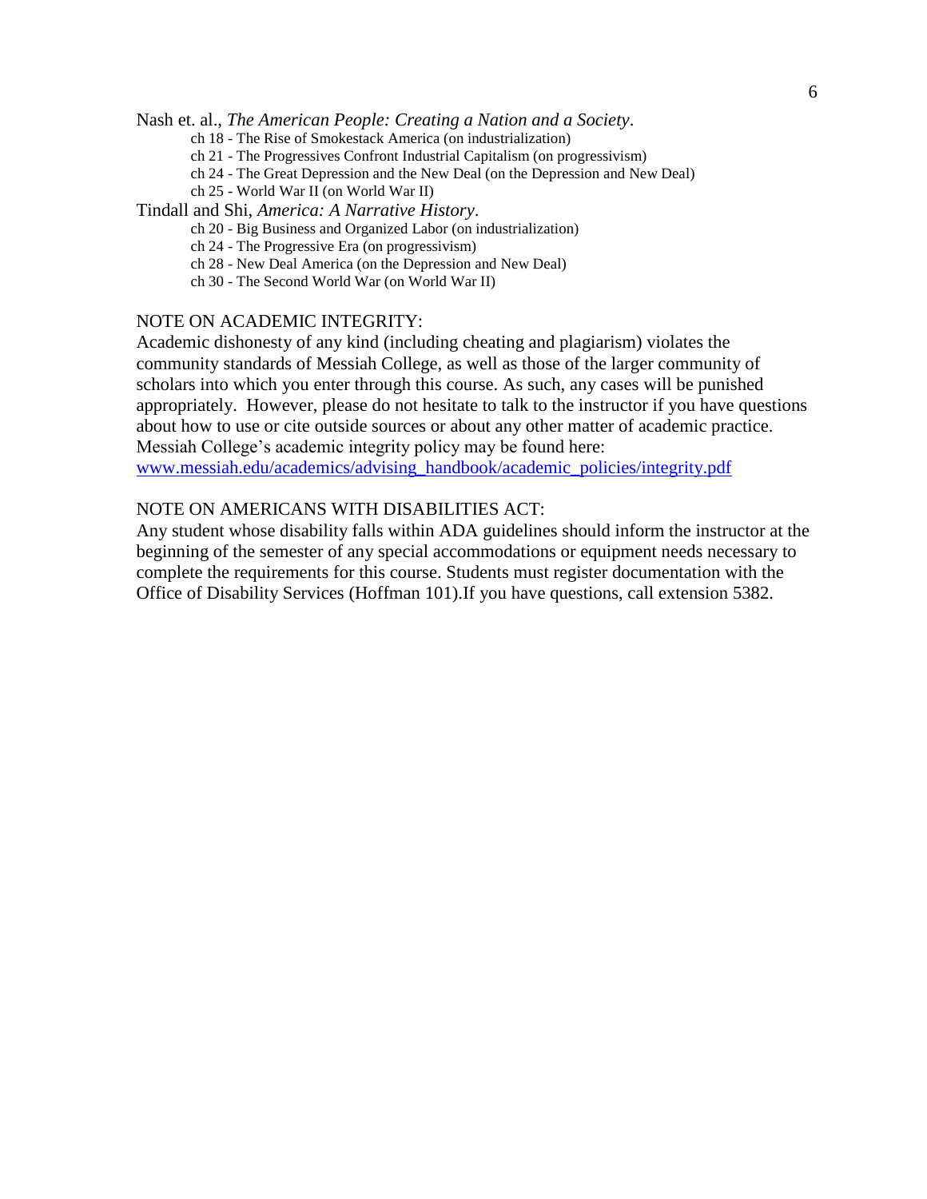Nash et. al., *The American People: Creating a Nation and a Society*.

- ch 18 - The Rise of Smokestack America (on industrialization)
- ch 21 - The Progressives Confront Industrial Capitalism (on progressivism)
- ch 24 - The Great Depression and the New Deal (on the Depression and New Deal)
- ch 25 - World War II (on World War II)

Tindall and Shi, *America: A Narrative History*.

- ch 20 - Big Business and Organized Labor (on industrialization)
- ch 24 - The Progressive Era (on progressivism)
- ch 28 - New Deal America (on the Depression and New Deal)
- ch 30 - The Second World War (on World War II)

NOTE ON ACADEMIC INTEGRITY:

Academic dishonesty of any kind (including cheating and plagiarism) violates the community standards of Messiah College, as well as those of the larger community of scholars into which you enter through this course. As such, any cases will be punished appropriately. However, please do not hesitate to talk to the instructor if you have questions about how to use or cite outside sources or about any other matter of academic practice. Messiah College's academic integrity policy may be found here: www.messiah.edu/academics/advising_handbook/academic_policies/integrity.pdf

NOTE ON AMERICANS WITH DISABILITIES ACT:

Any student whose disability falls within ADA guidelines should inform the instructor at the beginning of the semester of any special accommodations or equipment needs necessary to complete the requirements for this course. Students must register documentation with the Office of Disability Services (Hoffman 101).If you have questions, call extension 5382.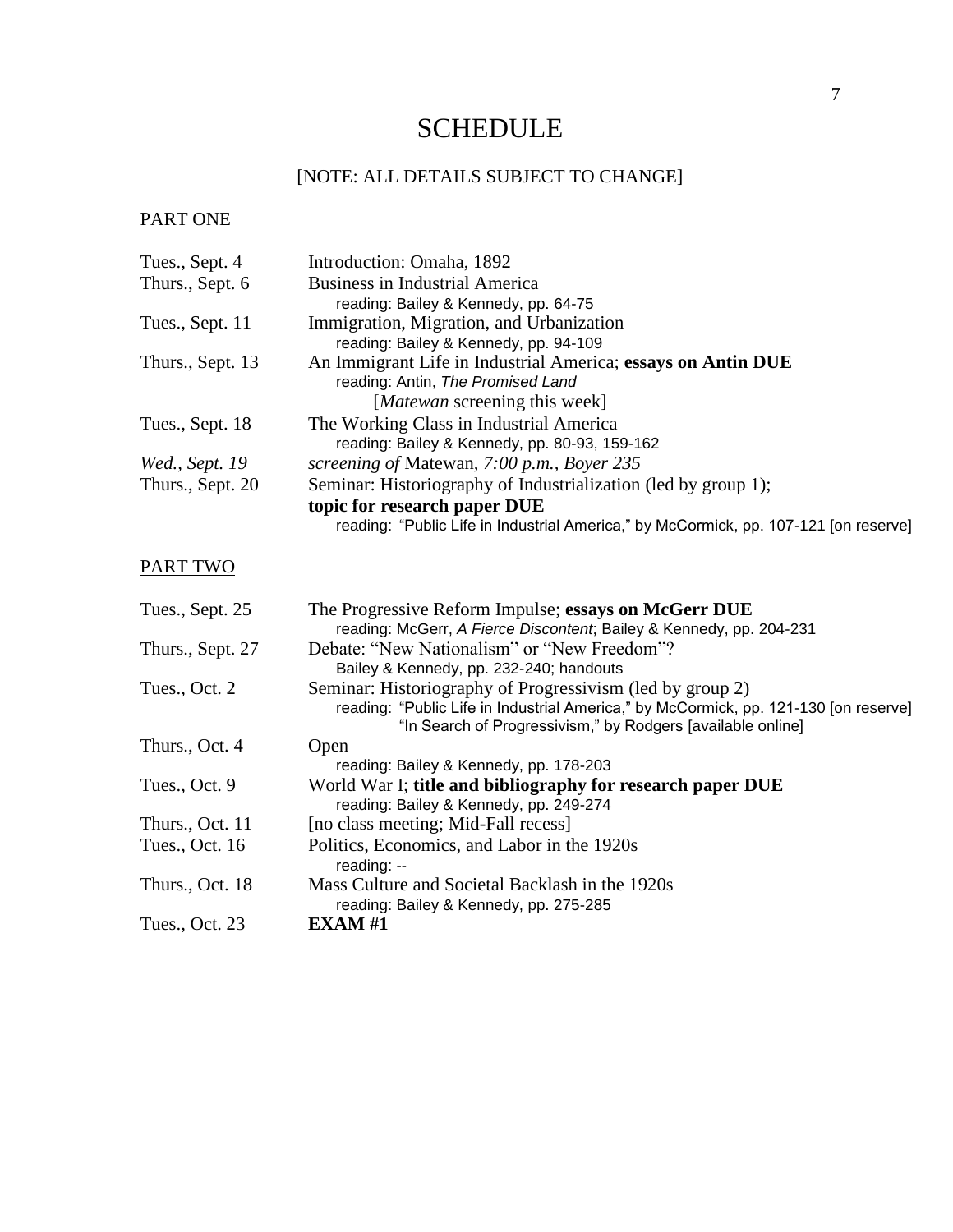# SCHEDULE

[NOTE: ALL DETAILS SUBJECT TO CHANGE]

PART ONE

| | |
|---|---|
| Tues., Sept. 4 | Introduction: Omaha, 1892 |
| Thurs., Sept. 6 | Business in Industrial America<br>reading: Bailey & Kennedy, pp. 64-75 |
| Tues., Sept. 11 | Immigration, Migration, and Urbanization<br>reading: Bailey & Kennedy, pp. 94-109 |
| Thurs., Sept. 13 | An Immigrant Life in Industrial America; **essays on Antin DUE**<br>reading: Antin, *The Promised Land*<br>[*Matewan* screening this week] |
| Tues., Sept. 18 | The Working Class in Industrial America<br>reading: Bailey & Kennedy, pp. 80-93, 159-162 |
| *Wed., Sept. 19* | *screening of* Matewan, *7:00 p.m., Boyer 235* |
| Thurs., Sept. 20 | Seminar: Historiography of Industrialization (led by group 1);<br>**topic for research paper DUE**<br>reading: "Public Life in Industrial America," by McCormick, pp. 107-121 [on reserve] |

PART TWO

| | |
|---|---|
| Tues., Sept. 25 | The Progressive Reform Impulse; **essays on McGerr DUE**<br>reading: McGerr, *A Fierce Discontent*; Bailey & Kennedy, pp. 204-231 |
| Thurs., Sept. 27 | Debate: "New Nationalism" or "New Freedom"?<br>Bailey & Kennedy, pp. 232-240; handouts |
| Tues., Oct. 2 | Seminar: Historiography of Progressivism (led by group 2)<br>reading: "Public Life in Industrial America," by McCormick, pp. 121-130 [on reserve]<br>"In Search of Progressivism," by Rodgers [available online] |
| Thurs., Oct. 4 | Open<br>reading: Bailey & Kennedy, pp. 178-203 |
| Tues., Oct. 9 | World War I; **title and bibliography for research paper DUE**<br>reading: Bailey & Kennedy, pp. 249-274 |
| Thurs., Oct. 11 | [no class meeting; Mid-Fall recess] |
| Tues., Oct. 16 | Politics, Economics, and Labor in the 1920s<br>reading: -- |
| Thurs., Oct. 18 | Mass Culture and Societal Backlash in the 1920s<br>reading: Bailey & Kennedy, pp. 275-285 |
| Tues., Oct. 23 | **EXAM #1** |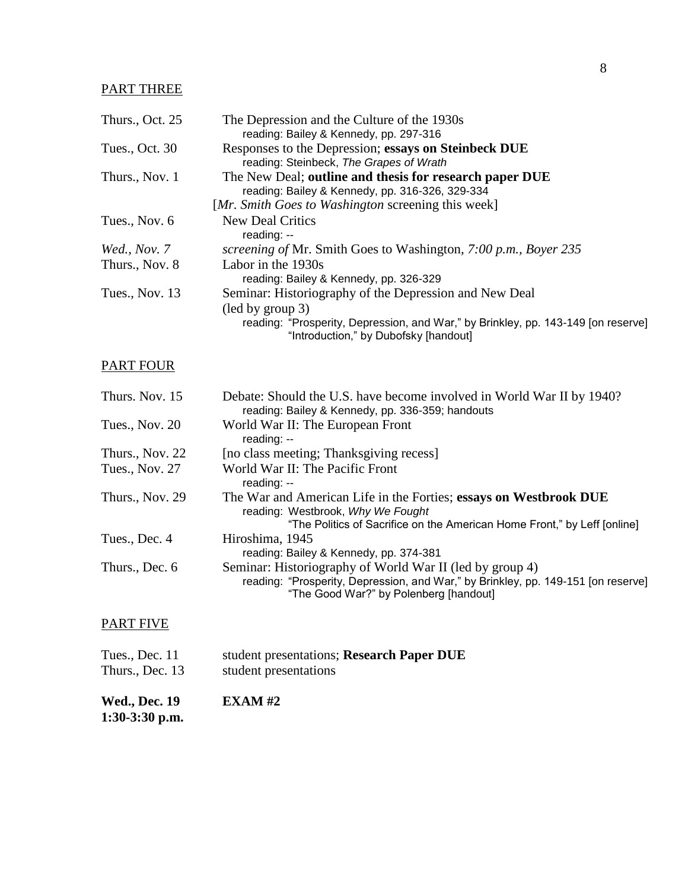## PART THREE

| | |
|---|---|
| Thurs., Oct. 25 | The Depression and the Culture of the 1930s<br>reading: Bailey & Kennedy, pp. 297-316 |
| Tues., Oct. 30 | Responses to the Depression; **essays on Steinbeck DUE**<br>reading: Steinbeck, *The Grapes of Wrath* |
| Thurs., Nov. 1 | The New Deal; **outline and thesis for research paper DUE**<br>reading: Bailey & Kennedy, pp. 316-326, 329-334<br>[*Mr. Smith Goes to Washington* screening this week] |
| Tues., Nov. 6 | New Deal Critics<br>reading: -- |
| *Wed., Nov. 7* | *screening of* Mr. Smith Goes to Washington*, 7:00 p.m., Boyer 235* |
| Thurs., Nov. 8 | Labor in the 1930s<br>reading: Bailey & Kennedy, pp. 326-329 |
| Tues., Nov. 13 | Seminar: Historiography of the Depression and New Deal (led by group 3)<br>reading: "Prosperity, Depression, and War," by Brinkley, pp. 143-149 [on reserve]<br>"Introduction," by Dubofsky [handout] |

## PART FOUR

| | |
|---|---|
| Thurs. Nov. 15 | Debate: Should the U.S. have become involved in World War II by 1940?<br>reading: Bailey & Kennedy, pp. 336-359; handouts |
| Tues., Nov. 20 | World War II: The European Front<br>reading: -- |
| Thurs., Nov. 22 | [no class meeting; Thanksgiving recess] |
| Tues., Nov. 27 | World War II: The Pacific Front<br>reading: -- |
| Thurs., Nov. 29 | The War and American Life in the Forties; **essays on Westbrook DUE**<br>reading: Westbrook, *Why We Fought*<br>"The Politics of Sacrifice on the American Home Front," by Leff [online] |
| Tues., Dec. 4 | Hiroshima, 1945<br>reading: Bailey & Kennedy, pp. 374-381 |
| Thurs., Dec. 6 | Seminar: Historiography of World War II (led by group 4)<br>reading: "Prosperity, Depression, and War," by Brinkley, pp. 149-151 [on reserve]<br>"The Good War?" by Polenberg [handout] |

## PART FIVE

| | |
|---|---|
| Tues., Dec. 11 | student presentations; **Research Paper DUE** |
| Thurs., Dec. 13 | student presentations |
| **Wed., Dec. 19<br>1:30-3:30 p.m.** | **EXAM #2** |